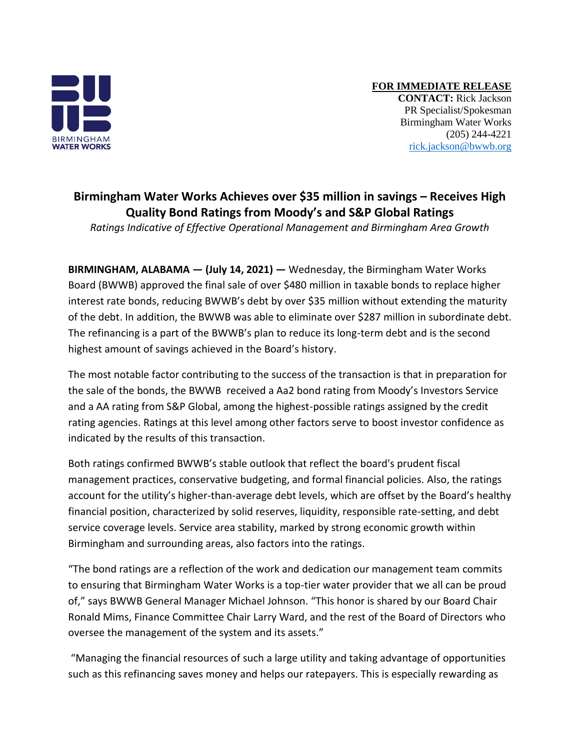BIRMINGHAM WATER WORKS

**FOR IMMEDIATE RELEASE**
**CONTACT:** Rick Jackson
PR Specialist/Spokesman
Birmingham Water Works
(205) 244-4221
rick.jackson@bwwb.org

# Birmingham Water Works Achieves over $35 million in savings – Receives High Quality Bond Ratings from Moody's and S&P Global Ratings

*Ratings Indicative of Effective Operational Management and Birmingham Area Growth*

**BIRMINGHAM, ALABAMA — (July 14, 2021) —** Wednesday, the Birmingham Water Works Board (BWWB) approved the final sale of over $480 million in taxable bonds to replace higher interest rate bonds, reducing BWWB's debt by over $35 million without extending the maturity of the debt. In addition, the BWWB was able to eliminate over $287 million in subordinate debt. The refinancing is a part of the BWWB's plan to reduce its long-term debt and is the second highest amount of savings achieved in the Board's history.

The most notable factor contributing to the success of the transaction is that in preparation for the sale of the bonds, the BWWB received a Aa2 bond rating from Moody's Investors Service and a AA rating from S&P Global, among the highest-possible ratings assigned by the credit rating agencies. Ratings at this level among other factors serve to boost investor confidence as indicated by the results of this transaction.

Both ratings confirmed BWWB's stable outlook that reflect the board's prudent fiscal management practices, conservative budgeting, and formal financial policies. Also, the ratings account for the utility's higher-than-average debt levels, which are offset by the Board's healthy financial position, characterized by solid reserves, liquidity, responsible rate-setting, and debt service coverage levels. Service area stability, marked by strong economic growth within Birmingham and surrounding areas, also factors into the ratings.

"The bond ratings are a reflection of the work and dedication our management team commits to ensuring that Birmingham Water Works is a top-tier water provider that we all can be proud of," says BWWB General Manager Michael Johnson. "This honor is shared by our Board Chair Ronald Mims, Finance Committee Chair Larry Ward, and the rest of the Board of Directors who oversee the management of the system and its assets."

"Managing the financial resources of such a large utility and taking advantage of opportunities such as this refinancing saves money and helps our ratepayers. This is especially rewarding as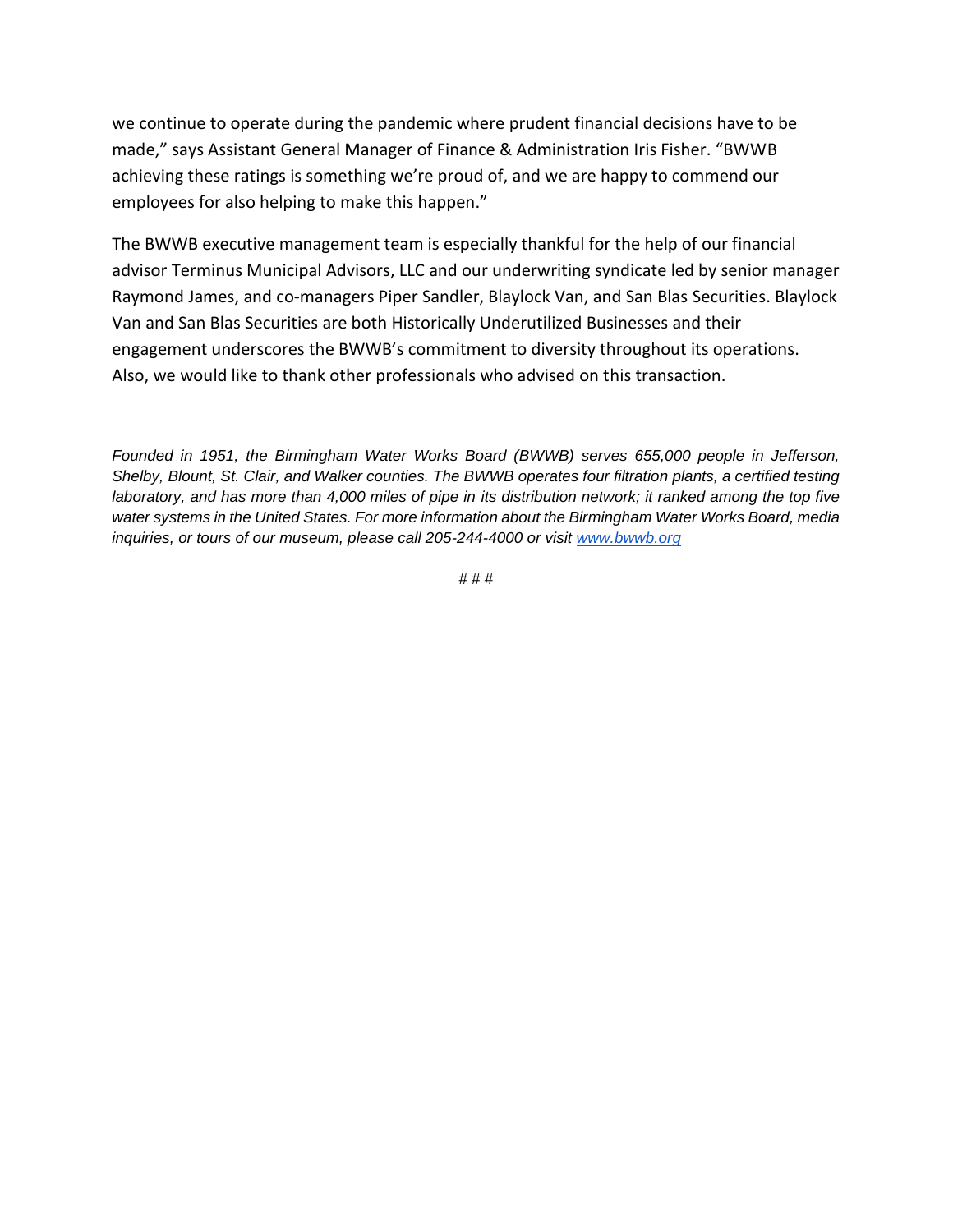we continue to operate during the pandemic where prudent financial decisions have to be made," says Assistant General Manager of Finance & Administration Iris Fisher. "BWWB achieving these ratings is something we're proud of, and we are happy to commend our employees for also helping to make this happen."

The BWWB executive management team is especially thankful for the help of our financial advisor Terminus Municipal Advisors, LLC and our underwriting syndicate led by senior manager Raymond James, and co-managers Piper Sandler, Blaylock Van, and San Blas Securities. Blaylock Van and San Blas Securities are both Historically Underutilized Businesses and their engagement underscores the BWWB's commitment to diversity throughout its operations. Also, we would like to thank other professionals who advised on this transaction.

*Founded in 1951, the Birmingham Water Works Board (BWWB) serves 655,000 people in Jefferson, Shelby, Blount, St. Clair, and Walker counties. The BWWB operates four filtration plants, a certified testing laboratory, and has more than 4,000 miles of pipe in its distribution network; it ranked among the top five water systems in the United States. For more information about the Birmingham Water Works Board, media inquiries, or tours of our museum, please call 205-244-4000 or visit [www.bwwb.org](http://www.bwwb.org)*

# # #